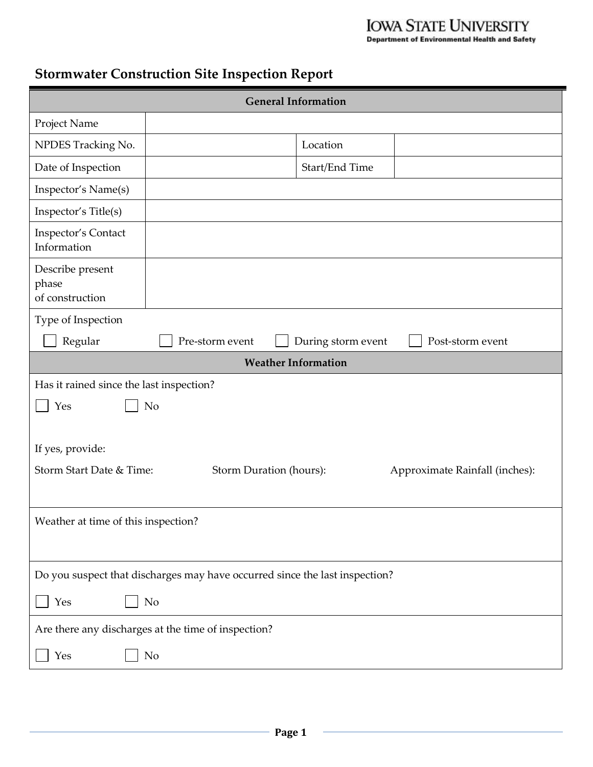Iowa State University
Department of Environmental Health and Safety

# Stormwater Construction Site Inspection Report

| General Information | | | |
|---|---|---|---|
| Project Name | | | |
| NPDES Tracking No. | | Location | |
| Date of Inspection | | Start/End Time | |
| Inspector's Name(s) | | | |
| Inspector's Title(s) | | | |
| Inspector's Contact Information | | | |
| Describe present phase of construction | | | |

Type of Inspection

☐ Regular ☐ Pre-storm event ☐ During storm event ☐ Post-storm event

**Weather Information**

Has it rained since the last inspection?

☐ Yes ☐ No

If yes, provide:

Storm Start Date & Time: Storm Duration (hours): Approximate Rainfall (inches):

Weather at time of this inspection?

Do you suspect that discharges may have occurred since the last inspection?

☐ Yes ☐ No

Are there any discharges at the time of inspection?

☐ Yes ☐ No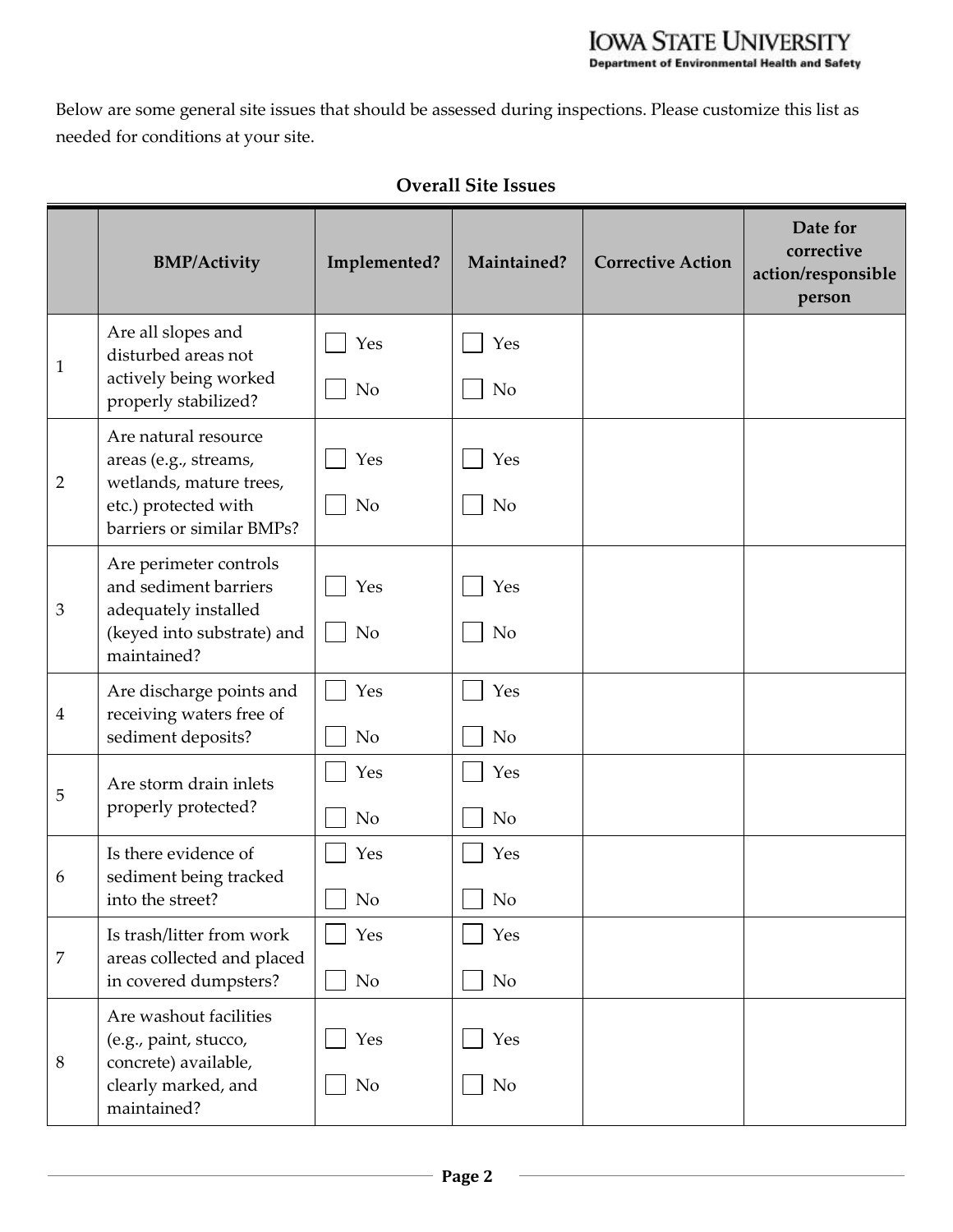Below are some general site issues that should be assessed during inspections. Please customize this list as needed for conditions at your site.

**Overall Site Issues**

| | BMP/Activity | Implemented? | Maintained? | Corrective Action | Date for corrective action/responsible person |
|---|---|---|---|---|---|
| 1 | Are all slopes and disturbed areas not actively being worked properly stabilized? | ☐ Yes ☐ No | ☐ Yes ☐ No | | |
| 2 | Are natural resource areas (e.g., streams, wetlands, mature trees, etc.) protected with barriers or similar BMPs? | ☐ Yes ☐ No | ☐ Yes ☐ No | | |
| 3 | Are perimeter controls and sediment barriers adequately installed (keyed into substrate) and maintained? | ☐ Yes ☐ No | ☐ Yes ☐ No | | |
| 4 | Are discharge points and receiving waters free of sediment deposits? | ☐ Yes ☐ No | ☐ Yes ☐ No | | |
| 5 | Are storm drain inlets properly protected? | ☐ Yes ☐ No | ☐ Yes ☐ No | | |
| 6 | Is there evidence of sediment being tracked into the street? | ☐ Yes ☐ No | ☐ Yes ☐ No | | |
| 7 | Is trash/litter from work areas collected and placed in covered dumpsters? | ☐ Yes ☐ No | ☐ Yes ☐ No | | |
| 8 | Are washout facilities (e.g., paint, stucco, concrete) available, clearly marked, and maintained? | ☐ Yes ☐ No | ☐ Yes ☐ No | | |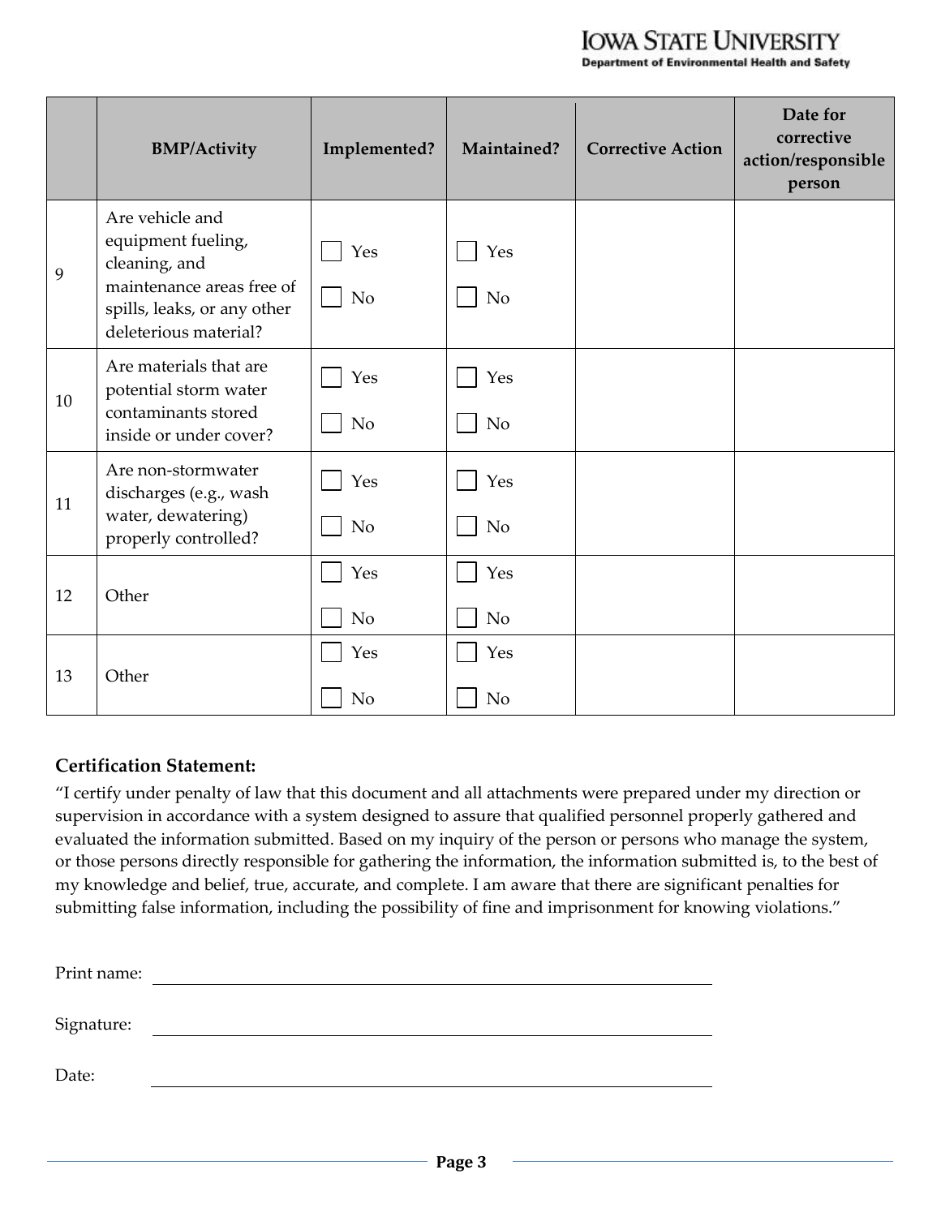| | BMP/Activity | Implemented? | Maintained? | Corrective Action | Date for corrective action/responsible person |
|---|---|---|---|---|---|
| 9 | Are vehicle and equipment fueling, cleaning, and maintenance areas free of spills, leaks, or any other deleterious material? | ☐ Yes ☐ No | ☐ Yes ☐ No | | |
| 10 | Are materials that are potential storm water contaminants stored inside or under cover? | ☐ Yes ☐ No | ☐ Yes ☐ No | | |
| 11 | Are non-stormwater discharges (e.g., wash water, dewatering) properly controlled? | ☐ Yes ☐ No | ☐ Yes ☐ No | | |
| 12 | Other | ☐ Yes ☐ No | ☐ Yes ☐ No | | |
| 13 | Other | ☐ Yes ☐ No | ☐ Yes ☐ No | | |

**Certification Statement:**

"I certify under penalty of law that this document and all attachments were prepared under my direction or supervision in accordance with a system designed to assure that qualified personnel properly gathered and evaluated the information submitted. Based on my inquiry of the person or persons who manage the system, or those persons directly responsible for gathering the information, the information submitted is, to the best of my knowledge and belief, true, accurate, and complete. I am aware that there are significant penalties for submitting false information, including the possibility of fine and imprisonment for knowing violations."

Print name: ______________________________

Signature: ______________________________

Date: ______________________________